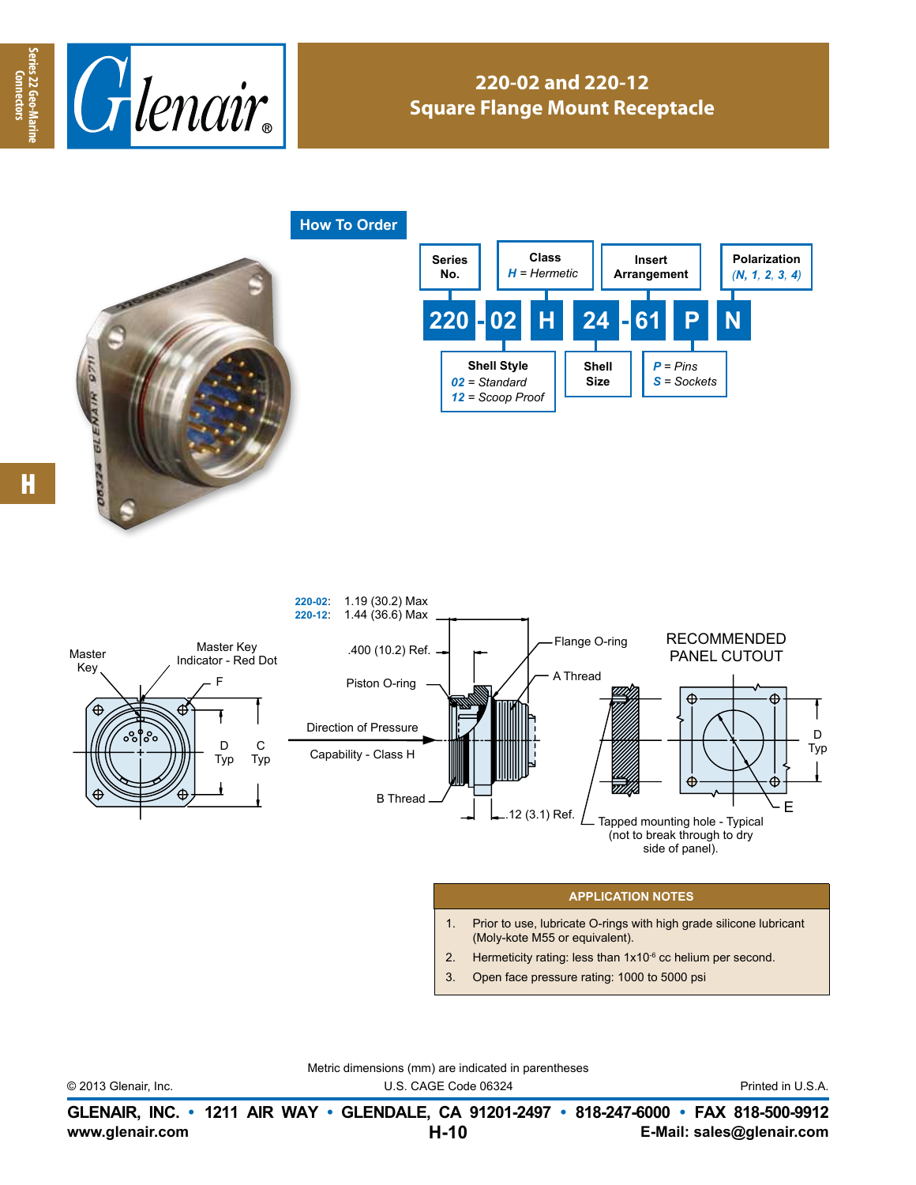# 220-02 and 220-12
## Square Flange Mount Receptacle

### How To Order

| Series No. | | Shell Style | | Class | | Shell Size | | Insert Arrangement | | Contact | Polarization |
|---|---|---|---|---|---|---|---|---|---|---|---|
| 220 | - | 02 | | H | | 24 | - | 61 | | P | N |

- **Series No.**: 220
- **Shell Style**: *02* = *Standard*; *12* = *Scoop Proof*
- **Class**: *H* = *Hermetic*
- **Shell Size**: 24
- **Insert Arrangement**: 61
- *P* = *Pins*; *S* = *Sockets*
- **Polarization**: *(N, 1, 2, 3, 4)*

**220-02:** 1.19 (30.2) Max
**220-12:** 1.44 (36.6) Max

Master Key
Master Key Indicator - Red Dot
F
D Typ
C Typ
.400 (10.2) Ref.
Piston O-ring
Direction of Pressure
Capability - Class H
B Thread
.12 (3.1) Ref.
Flange O-ring
A Thread

RECOMMENDED PANEL CUTOUT

D Typ
E
Tapped mounting hole - Typical (not to break through to dry side of panel).

### APPLICATION NOTES

1. Prior to use, lubricate O-rings with high grade silicone lubricant (Moly-kote M55 or equivalent).
2. Hermeticity rating: less than 1x10$^{-6}$ cc helium per second.
3. Open face pressure rating: 1000 to 5000 psi

Metric dimensions (mm) are indicated in parentheses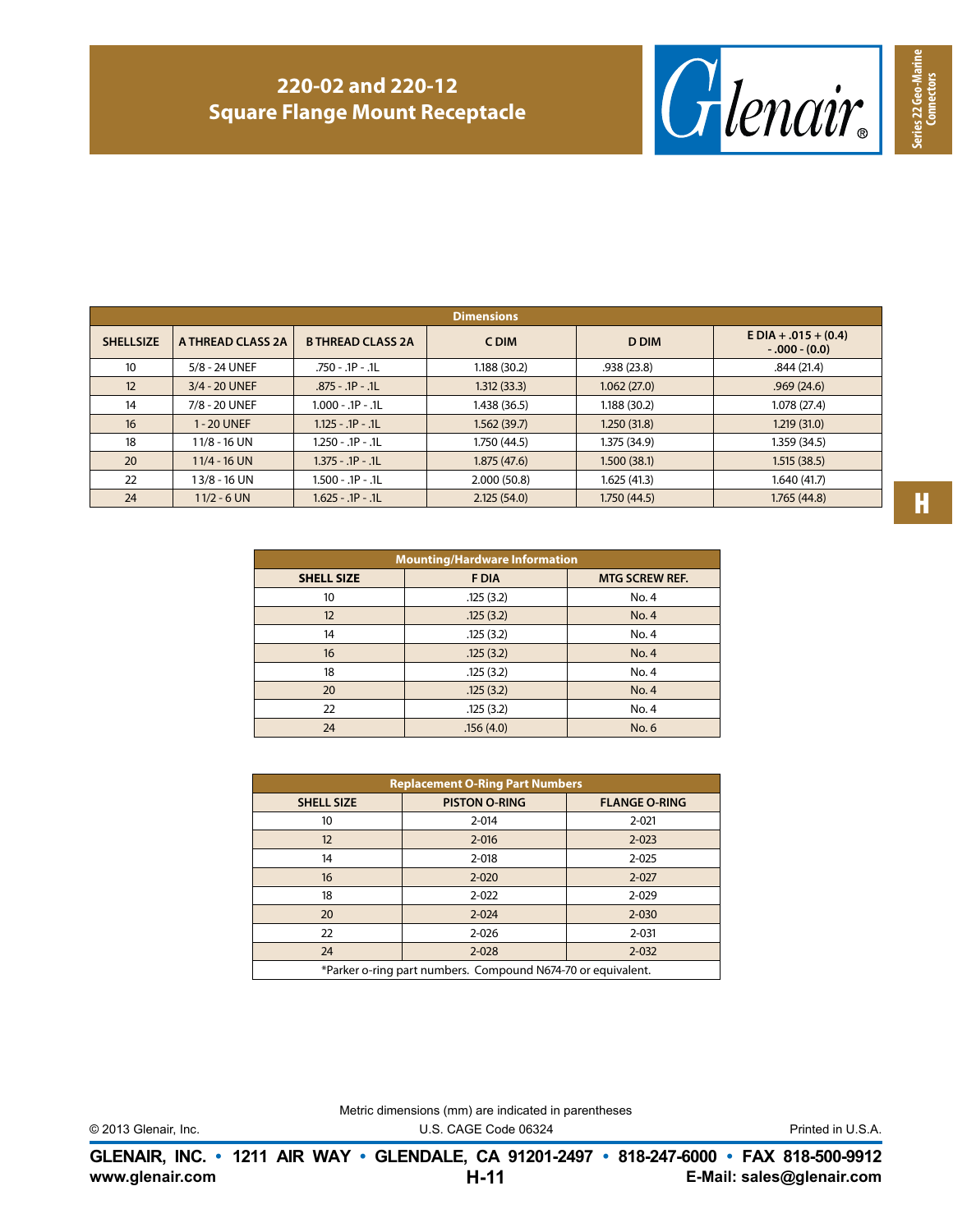# 220-02 and 220-12
## Square Flange Mount Receptacle

| Dimensions | | | | | |
|---|---|---|---|---|---|
| SHELLSIZE | A THREAD CLASS 2A | B THREAD CLASS 2A | C DIM | D DIM | E DIA + .015 + (0.4) - .000 - (0.0) |
| 10 | 5/8 - 24 UNEF | .750 - .1P - .1L | 1.188 (30.2) | .938 (23.8) | .844 (21.4) |
| 12 | 3/4 - 20 UNEF | .875 - .1P - .1L | 1.312 (33.3) | 1.062 (27.0) | .969 (24.6) |
| 14 | 7/8 - 20 UNEF | 1.000 - .1P - .1L | 1.438 (36.5) | 1.188 (30.2) | 1.078 (27.4) |
| 16 | 1 - 20 UNEF | 1.125 - .1P - .1L | 1.562 (39.7) | 1.250 (31.8) | 1.219 (31.0) |
| 18 | 1 1/8 - 16 UN | 1.250 - .1P - .1L | 1.750 (44.5) | 1.375 (34.9) | 1.359 (34.5) |
| 20 | 1 1/4 - 16 UN | 1.375 - .1P - .1L | 1.875 (47.6) | 1.500 (38.1) | 1.515 (38.5) |
| 22 | 1 3/8 - 16 UN | 1.500 - .1P - .1L | 2.000 (50.8) | 1.625 (41.3) | 1.640 (41.7) |
| 24 | 1 1/2 - 6 UN | 1.625 - .1P - .1L | 2.125 (54.0) | 1.750 (44.5) | 1.765 (44.8) |

| Mounting/Hardware Information | | |
|---|---|---|
| SHELL SIZE | F DIA | MTG SCREW REF. |
| 10 | .125 (3.2) | No. 4 |
| 12 | .125 (3.2) | No. 4 |
| 14 | .125 (3.2) | No. 4 |
| 16 | .125 (3.2) | No. 4 |
| 18 | .125 (3.2) | No. 4 |
| 20 | .125 (3.2) | No. 4 |
| 22 | .125 (3.2) | No. 4 |
| 24 | .156 (4.0) | No. 6 |

| Replacement O-Ring Part Numbers | | |
|---|---|---|
| SHELL SIZE | PISTON O-RING | FLANGE O-RING |
| 10 | 2-014 | 2-021 |
| 12 | 2-016 | 2-023 |
| 14 | 2-018 | 2-025 |
| 16 | 2-020 | 2-027 |
| 18 | 2-022 | 2-029 |
| 20 | 2-024 | 2-030 |
| 22 | 2-026 | 2-031 |
| 24 | 2-028 | 2-032 |
| *Parker o-ring part numbers. Compound N674-70 or equivalent. | | |

Metric dimensions (mm) are indicated in parentheses